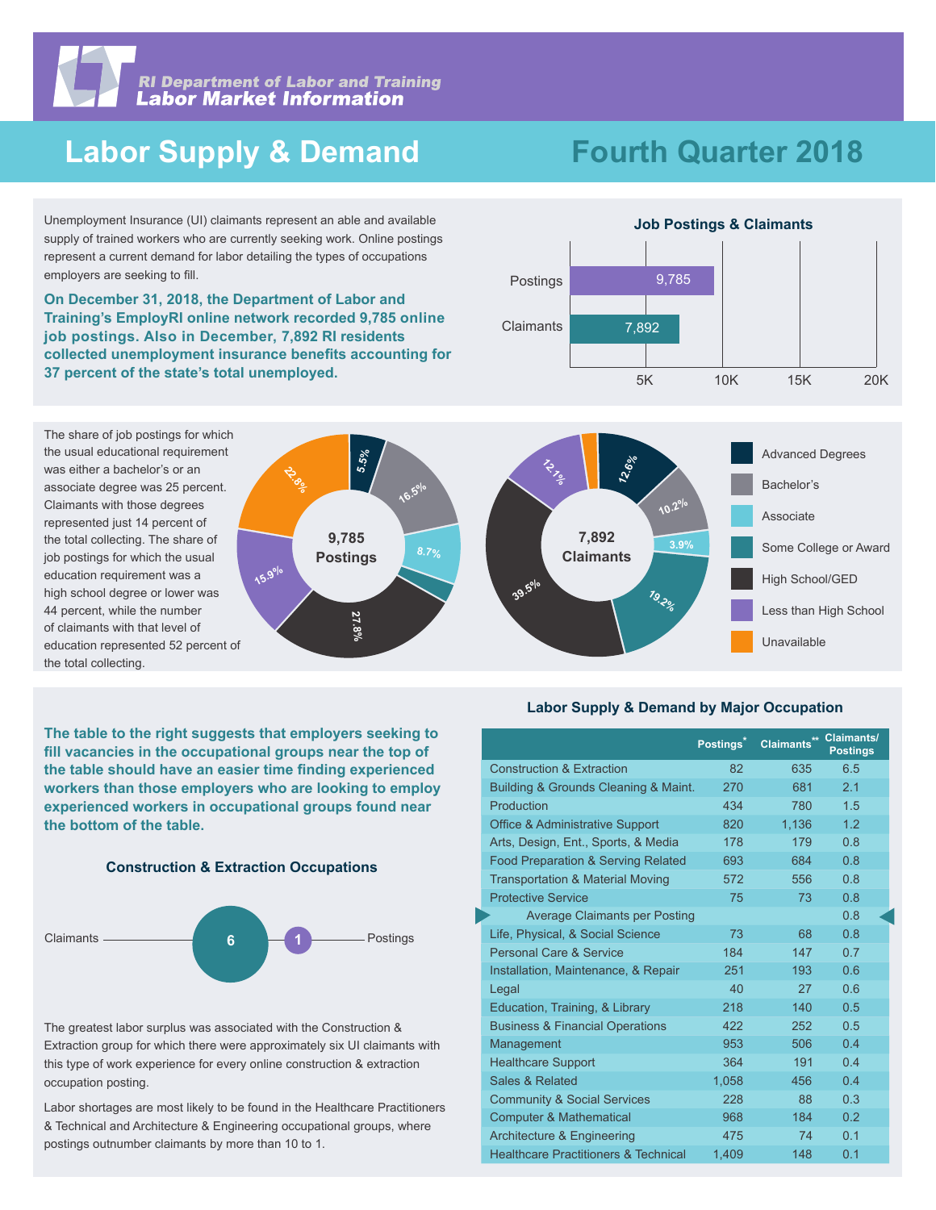RI Department of Labor and Training
Labor Market Information

# Labor Supply & Demand

# Fourth Quarter 2018

Unemployment Insurance (UI) claimants represent an able and available supply of trained workers who are currently seeking work. Online postings represent a current demand for labor detailing the types of occupations employers are seeking to fill.

**On December 31, 2018, the Department of Labor and Training's EmployRI online network recorded 9,785 online job postings. Also in December, 7,892 RI residents collected unemployment insurance benefits accounting for 37 percent of the state's total unemployed.**

### Job Postings & Claimants

| | Value |
|---|---|
| Postings | 9,785 |
| Claimants | 7,892 |

The share of job postings for which the usual educational requirement was either a bachelor's or an associate degree was 25 percent. Claimants with those degrees represented just 14 percent of the total collecting. The share of job postings for which the usual education requirement was a high school degree or lower was 44 percent, while the number of claimants with that level of education represented 52 percent of the total collecting.

| Education | 9,785 Postings | 7,892 Claimants |
|---|---|---|
| Advanced Degrees | 5.5% | 12.6% |
| Bachelor's | 16.5% | 10.2% |
| Associate | 8.7% | 3.9% |
| Some College or Award | | 19.2% |
| High School/GED | 27.8% | 39.5% |
| Less than High School | 15.9% | 12.1% |
| Unavailable | 22.8% | |

**The table to the right suggests that employers seeking to fill vacancies in the occupational groups near the top of the table should have an easier time finding experienced workers than those employers who are looking to employ experienced workers in occupational groups found near the bottom of the table.**

### Construction & Extraction Occupations

Claimants 6 — 1 Postings

The greatest labor surplus was associated with the Construction & Extraction group for which there were approximately six UI claimants with this type of work experience for every online construction & extraction occupation posting.

Labor shortages are most likely to be found in the Healthcare Practitioners & Technical and Architecture & Engineering occupational groups, where postings outnumber claimants by more than 10 to 1.

### Labor Supply & Demand by Major Occupation

| | Postings* | Claimants** | Claimants/ Postings |
|---|---|---|---|
| Construction & Extraction | 82 | 635 | 6.5 |
| Building & Grounds Cleaning & Maint. | 270 | 681 | 2.1 |
| Production | 434 | 780 | 1.5 |
| Office & Administrative Support | 820 | 1,136 | 1.2 |
| Arts, Design, Ent., Sports, & Media | 178 | 179 | 0.8 |
| Food Preparation & Serving Related | 693 | 684 | 0.8 |
| Transportation & Material Moving | 572 | 556 | 0.8 |
| Protective Service | 75 | 73 | 0.8 |
| Average Claimants per Posting | | | 0.8 |
| Life, Physical, & Social Science | 73 | 68 | 0.8 |
| Personal Care & Service | 184 | 147 | 0.7 |
| Installation, Maintenance, & Repair | 251 | 193 | 0.6 |
| Legal | 40 | 27 | 0.6 |
| Education, Training, & Library | 218 | 140 | 0.5 |
| Business & Financial Operations | 422 | 252 | 0.5 |
| Management | 953 | 506 | 0.4 |
| Healthcare Support | 364 | 191 | 0.4 |
| Sales & Related | 1,058 | 456 | 0.4 |
| Community & Social Services | 228 | 88 | 0.3 |
| Computer & Mathematical | 968 | 184 | 0.2 |
| Architecture & Engineering | 475 | 74 | 0.1 |
| Healthcare Practitioners & Technical | 1,409 | 148 | 0.1 |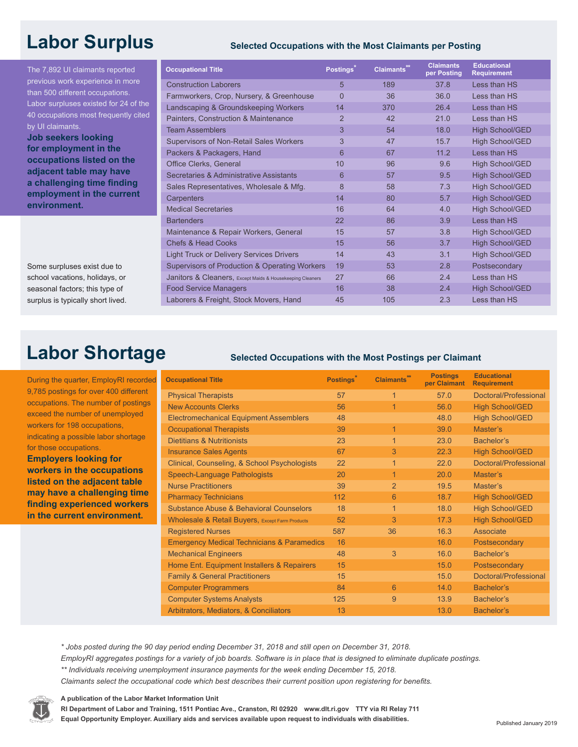# Labor Surplus

The 7,892 UI claimants reported previous work experience in more than 500 different occupations. Labor surpluses existed for 24 of the 40 occupations most frequently cited by UI claimants.

**Job seekers looking for employment in the occupations listed on the adjacent table may have a challenging time finding employment in the current environment.**

Some surpluses exist due to school vacations, holidays, or seasonal factors; this type of surplus is typically short lived.

### Selected Occupations with the Most Claimants per Posting

| Occupational Title | Postings* | Claimants** | Claimants per Posting | Educational Requirement |
|---|---|---|---|---|
| Construction Laborers | 5 | 189 | 37.8 | Less than HS |
| Farmworkers, Crop, Nursery, & Greenhouse | 0 | 36 | 36.0 | Less than HS |
| Landscaping & Groundskeeping Workers | 14 | 370 | 26.4 | Less than HS |
| Painters, Construction & Maintenance | 2 | 42 | 21.0 | Less than HS |
| Team Assemblers | 3 | 54 | 18.0 | High School/GED |
| Supervisors of Non-Retail Sales Workers | 3 | 47 | 15.7 | High School/GED |
| Packers & Packagers, Hand | 6 | 67 | 11.2 | Less than HS |
| Office Clerks, General | 10 | 96 | 9.6 | High School/GED |
| Secretaries & Administrative Assistants | 6 | 57 | 9.5 | High School/GED |
| Sales Representatives, Wholesale & Mfg. | 8 | 58 | 7.3 | High School/GED |
| Carpenters | 14 | 80 | 5.7 | High School/GED |
| Medical Secretaries | 16 | 64 | 4.0 | High School/GED |
| Bartenders | 22 | 86 | 3.9 | Less than HS |
| Maintenance & Repair Workers, General | 15 | 57 | 3.8 | High School/GED |
| Chefs & Head Cooks | 15 | 56 | 3.7 | High School/GED |
| Light Truck or Delivery Services Drivers | 14 | 43 | 3.1 | High School/GED |
| Supervisors of Production & Operating Workers | 19 | 53 | 2.8 | Postsecondary |
| Janitors & Cleaners, Except Maids & Housekeeping Cleaners | 27 | 66 | 2.4 | Less than HS |
| Food Service Managers | 16 | 38 | 2.4 | High School/GED |
| Laborers & Freight, Stock Movers, Hand | 45 | 105 | 2.3 | Less than HS |

# Labor Shortage

During the quarter, EmployRI recorded 9,785 postings for over 400 different occupations. The number of postings exceed the number of unemployed workers for 198 occupations, indicating a possible labor shortage for those occupations.

**Employers looking for workers in the occupations listed on the adjacent table may have a challenging time finding experienced workers in the current environment.**

### Selected Occupations with the Most Postings per Claimant

| Occupational Title | Postings* | Claimants** | Postings per Claimant | Educational Requirement |
|---|---|---|---|---|
| Physical Therapists | 57 | 1 | 57.0 | Doctoral/Professional |
| New Accounts Clerks | 56 | 1 | 56.0 | High School/GED |
| Electromechanical Equipment Assemblers | 48 | | 48.0 | High School/GED |
| Occupational Therapists | 39 | 1 | 39.0 | Master's |
| Dietitians & Nutritionists | 23 | 1 | 23.0 | Bachelor's |
| Insurance Sales Agents | 67 | 3 | 22.3 | High School/GED |
| Clinical, Counseling, & School Psychologists | 22 | 1 | 22.0 | Doctoral/Professional |
| Speech-Language Pathologists | 20 | 1 | 20.0 | Master's |
| Nurse Practitioners | 39 | 2 | 19.5 | Master's |
| Pharmacy Technicians | 112 | 6 | 18.7 | High School/GED |
| Substance Abuse & Behavioral Counselors | 18 | 1 | 18.0 | High School/GED |
| Wholesale & Retail Buyers, Except Farm Products | 52 | 3 | 17.3 | High School/GED |
| Registered Nurses | 587 | 36 | 16.3 | Associate |
| Emergency Medical Technicians & Paramedics | 16 | | 16.0 | Postsecondary |
| Mechanical Engineers | 48 | 3 | 16.0 | Bachelor's |
| Home Ent. Equipment Installers & Repairers | 15 | | 15.0 | Postsecondary |
| Family & General Practitioners | 15 | | 15.0 | Doctoral/Professional |
| Computer Programmers | 84 | 6 | 14.0 | Bachelor's |
| Computer Systems Analysts | 125 | 9 | 13.9 | Bachelor's |
| Arbitrators, Mediators, & Conciliators | 13 | | 13.0 | Bachelor's |

*\* Jobs posted during the 90 day period ending December 31, 2018 and still open on December 31, 2018.*
*EmployRI aggregates postings for a variety of job boards. Software is in place that is designed to eliminate duplicate postings.*
*\*\* Individuals receiving unemployment insurance payments for the week ending December 15, 2018.*
*Claimants select the occupational code which best describes their current position upon registering for benefits.*

**A publication of the Labor Market Information Unit**
**RI Department of Labor and Training, 1511 Pontiac Ave., Cranston, RI 02920 www.dlt.ri.gov TTY via RI Relay 711**
**Equal Opportunity Employer. Auxiliary aids and services available upon request to individuals with disabilities.**

Published January 2019